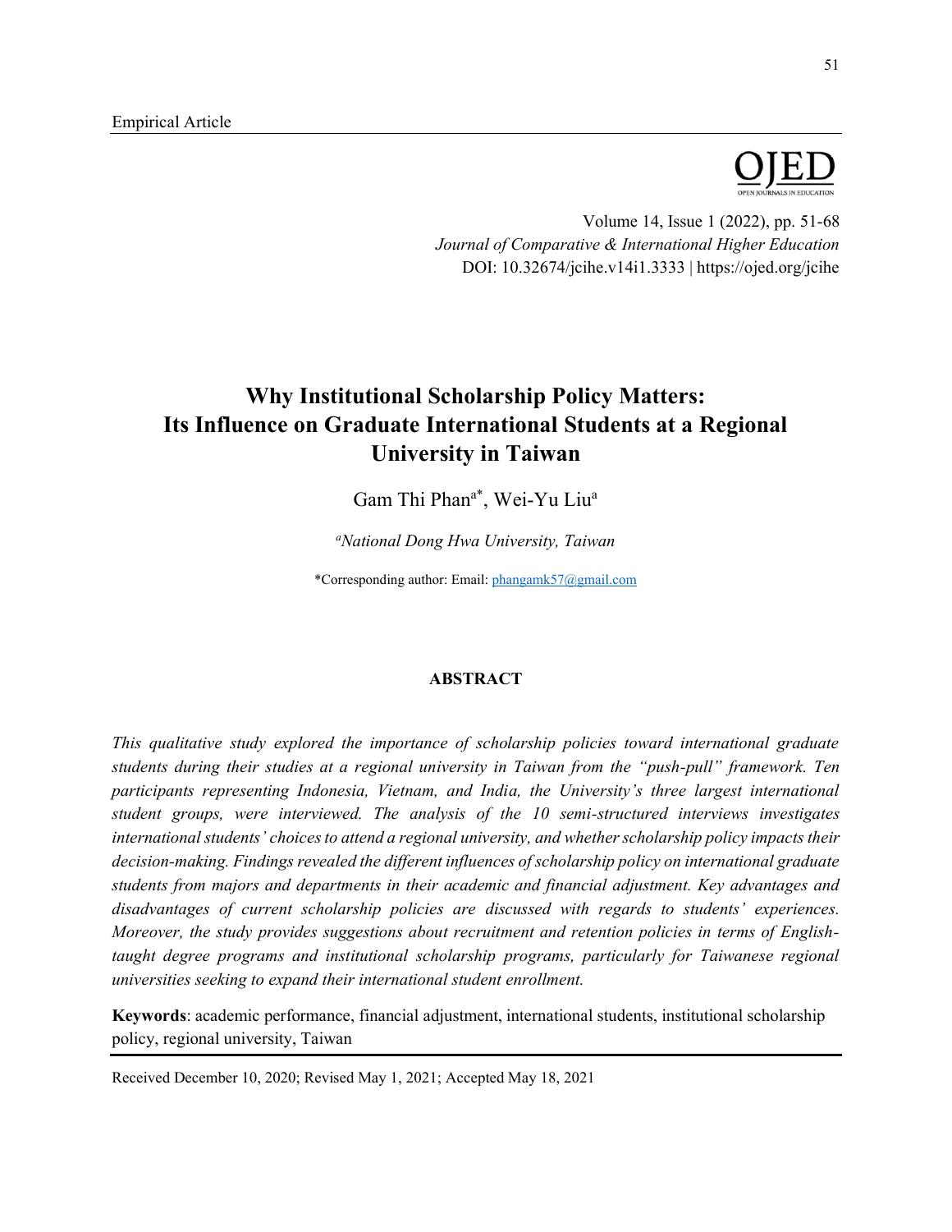Empirical Article

# Why Institutional Scholarship Policy Matters: Its Influence on Graduate International Students at a Regional University in Taiwan

Gam Thi Phan[a*], Wei-Yu Liu[a]

[a]*National Dong Hwa University, Taiwan*

*Corresponding author: Email: phangamk57@gmail.com

## ABSTRACT

*This qualitative study explored the importance of scholarship policies toward international graduate students during their studies at a regional university in Taiwan from the "push-pull" framework. Ten participants representing Indonesia, Vietnam, and India, the University's three largest international student groups, were interviewed. The analysis of the 10 semi-structured interviews investigates international students' choices to attend a regional university, and whether scholarship policy impacts their decision-making. Findings revealed the different influences of scholarship policy on international graduate students from majors and departments in their academic and financial adjustment. Key advantages and disadvantages of current scholarship policies are discussed with regards to students' experiences. Moreover, the study provides suggestions about recruitment and retention policies in terms of English-taught degree programs and institutional scholarship programs, particularly for Taiwanese regional universities seeking to expand their international student enrollment.*

**Keywords**: academic performance, financial adjustment, international students, institutional scholarship policy, regional university, Taiwan

Received December 10, 2020; Revised May 1, 2021; Accepted May 18, 2021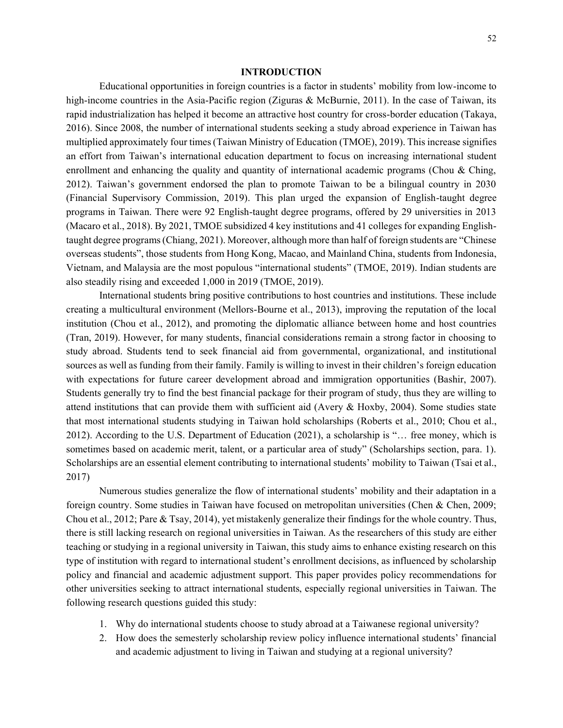## INTRODUCTION

Educational opportunities in foreign countries is a factor in students' mobility from low-income to high-income countries in the Asia-Pacific region (Ziguras & McBurnie, 2011). In the case of Taiwan, its rapid industrialization has helped it become an attractive host country for cross-border education (Takaya, 2016). Since 2008, the number of international students seeking a study abroad experience in Taiwan has multiplied approximately four times (Taiwan Ministry of Education (TMOE), 2019). This increase signifies an effort from Taiwan's international education department to focus on increasing international student enrollment and enhancing the quality and quantity of international academic programs (Chou & Ching, 2012). Taiwan's government endorsed the plan to promote Taiwan to be a bilingual country in 2030 (Financial Supervisory Commission, 2019). This plan urged the expansion of English-taught degree programs in Taiwan. There were 92 English-taught degree programs, offered by 29 universities in 2013 (Macaro et al., 2018). By 2021, TMOE subsidized 4 key institutions and 41 colleges for expanding English-taught degree programs (Chiang, 2021). Moreover, although more than half of foreign students are "Chinese overseas students", those students from Hong Kong, Macao, and Mainland China, students from Indonesia, Vietnam, and Malaysia are the most populous "international students" (TMOE, 2019). Indian students are also steadily rising and exceeded 1,000 in 2019 (TMOE, 2019).

International students bring positive contributions to host countries and institutions. These include creating a multicultural environment (Mellors-Bourne et al., 2013), improving the reputation of the local institution (Chou et al., 2012), and promoting the diplomatic alliance between home and host countries (Tran, 2019). However, for many students, financial considerations remain a strong factor in choosing to study abroad. Students tend to seek financial aid from governmental, organizational, and institutional sources as well as funding from their family. Family is willing to invest in their children's foreign education with expectations for future career development abroad and immigration opportunities (Bashir, 2007). Students generally try to find the best financial package for their program of study, thus they are willing to attend institutions that can provide them with sufficient aid (Avery & Hoxby, 2004). Some studies state that most international students studying in Taiwan hold scholarships (Roberts et al., 2010; Chou et al., 2012). According to the U.S. Department of Education (2021), a scholarship is "… free money, which is sometimes based on academic merit, talent, or a particular area of study" (Scholarships section, para. 1). Scholarships are an essential element contributing to international students' mobility to Taiwan (Tsai et al., 2017)

Numerous studies generalize the flow of international students' mobility and their adaptation in a foreign country. Some studies in Taiwan have focused on metropolitan universities (Chen & Chen, 2009; Chou et al., 2012; Pare & Tsay, 2014), yet mistakenly generalize their findings for the whole country. Thus, there is still lacking research on regional universities in Taiwan. As the researchers of this study are either teaching or studying in a regional university in Taiwan, this study aims to enhance existing research on this type of institution with regard to international student's enrollment decisions, as influenced by scholarship policy and financial and academic adjustment support. This paper provides policy recommendations for other universities seeking to attract international students, especially regional universities in Taiwan. The following research questions guided this study:

1. Why do international students choose to study abroad at a Taiwanese regional university?
2. How does the semesterly scholarship review policy influence international students' financial and academic adjustment to living in Taiwan and studying at a regional university?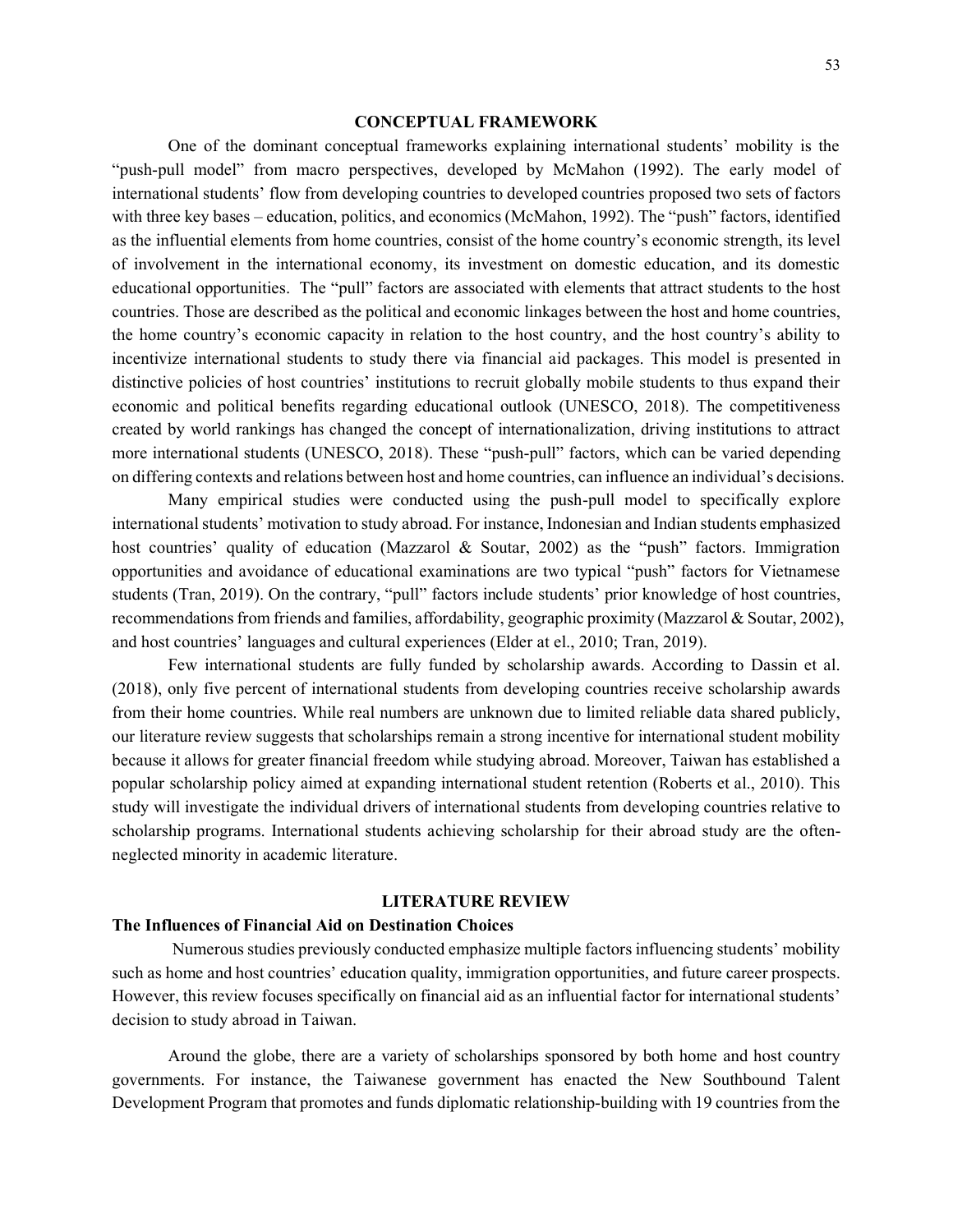## CONCEPTUAL FRAMEWORK

One of the dominant conceptual frameworks explaining international students' mobility is the "push-pull model" from macro perspectives, developed by McMahon (1992). The early model of international students' flow from developing countries to developed countries proposed two sets of factors with three key bases – education, politics, and economics (McMahon, 1992). The "push" factors, identified as the influential elements from home countries, consist of the home country's economic strength, its level of involvement in the international economy, its investment on domestic education, and its domestic educational opportunities. The "pull" factors are associated with elements that attract students to the host countries. Those are described as the political and economic linkages between the host and home countries, the home country's economic capacity in relation to the host country, and the host country's ability to incentivize international students to study there via financial aid packages. This model is presented in distinctive policies of host countries' institutions to recruit globally mobile students to thus expand their economic and political benefits regarding educational outlook (UNESCO, 2018). The competitiveness created by world rankings has changed the concept of internationalization, driving institutions to attract more international students (UNESCO, 2018). These "push-pull" factors, which can be varied depending on differing contexts and relations between host and home countries, can influence an individual's decisions.

Many empirical studies were conducted using the push-pull model to specifically explore international students' motivation to study abroad. For instance, Indonesian and Indian students emphasized host countries' quality of education (Mazzarol & Soutar, 2002) as the "push" factors. Immigration opportunities and avoidance of educational examinations are two typical "push" factors for Vietnamese students (Tran, 2019). On the contrary, "pull" factors include students' prior knowledge of host countries, recommendations from friends and families, affordability, geographic proximity (Mazzarol & Soutar, 2002), and host countries' languages and cultural experiences (Elder at el., 2010; Tran, 2019).

Few international students are fully funded by scholarship awards. According to Dassin et al. (2018), only five percent of international students from developing countries receive scholarship awards from their home countries. While real numbers are unknown due to limited reliable data shared publicly, our literature review suggests that scholarships remain a strong incentive for international student mobility because it allows for greater financial freedom while studying abroad. Moreover, Taiwan has established a popular scholarship policy aimed at expanding international student retention (Roberts et al., 2010). This study will investigate the individual drivers of international students from developing countries relative to scholarship programs. International students achieving scholarship for their abroad study are the often-neglected minority in academic literature.

## LITERATURE REVIEW

### The Influences of Financial Aid on Destination Choices

Numerous studies previously conducted emphasize multiple factors influencing students' mobility such as home and host countries' education quality, immigration opportunities, and future career prospects. However, this review focuses specifically on financial aid as an influential factor for international students' decision to study abroad in Taiwan.

Around the globe, there are a variety of scholarships sponsored by both home and host country governments. For instance, the Taiwanese government has enacted the New Southbound Talent Development Program that promotes and funds diplomatic relationship-building with 19 countries from the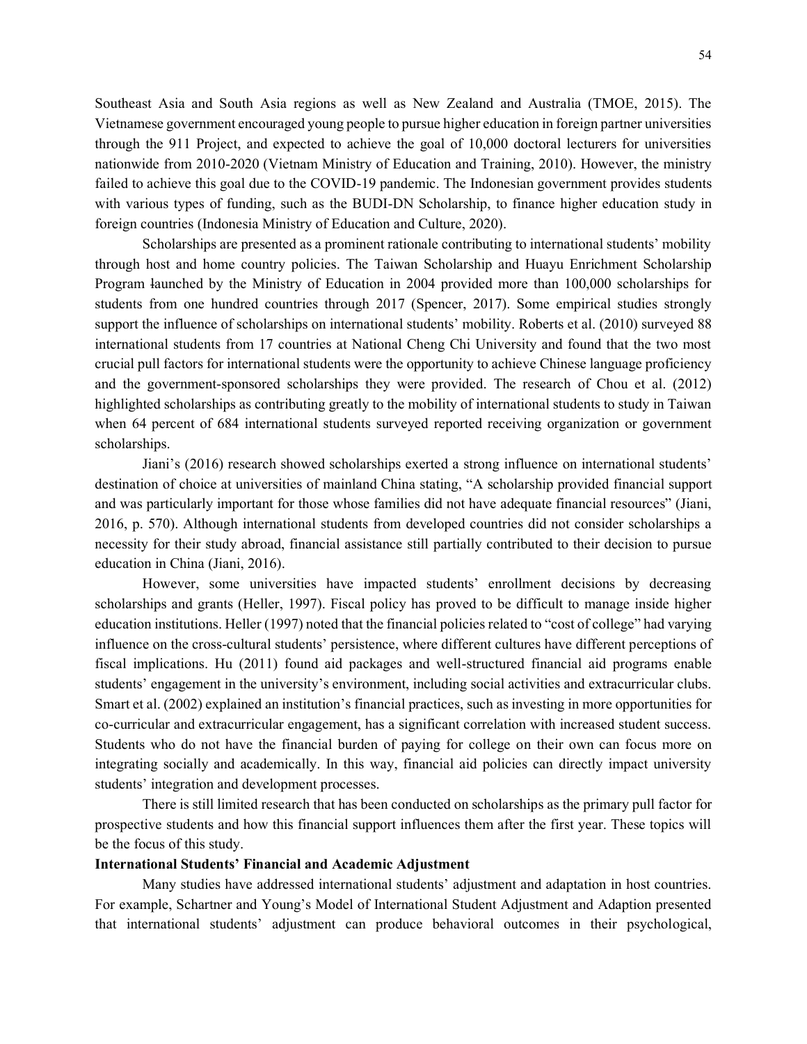Southeast Asia and South Asia regions as well as New Zealand and Australia (TMOE, 2015). The Vietnamese government encouraged young people to pursue higher education in foreign partner universities through the 911 Project, and expected to achieve the goal of 10,000 doctoral lecturers for universities nationwide from 2010-2020 (Vietnam Ministry of Education and Training, 2010). However, the ministry failed to achieve this goal due to the COVID-19 pandemic. The Indonesian government provides students with various types of funding, such as the BUDI-DN Scholarship, to finance higher education study in foreign countries (Indonesia Ministry of Education and Culture, 2020).

Scholarships are presented as a prominent rationale contributing to international students' mobility through host and home country policies. The Taiwan Scholarship and Huayu Enrichment Scholarship Program launched by the Ministry of Education in 2004 provided more than 100,000 scholarships for students from one hundred countries through 2017 (Spencer, 2017). Some empirical studies strongly support the influence of scholarships on international students' mobility. Roberts et al. (2010) surveyed 88 international students from 17 countries at National Cheng Chi University and found that the two most crucial pull factors for international students were the opportunity to achieve Chinese language proficiency and the government-sponsored scholarships they were provided. The research of Chou et al. (2012) highlighted scholarships as contributing greatly to the mobility of international students to study in Taiwan when 64 percent of 684 international students surveyed reported receiving organization or government scholarships.

Jiani's (2016) research showed scholarships exerted a strong influence on international students' destination of choice at universities of mainland China stating, "A scholarship provided financial support and was particularly important for those whose families did not have adequate financial resources" (Jiani, 2016, p. 570). Although international students from developed countries did not consider scholarships a necessity for their study abroad, financial assistance still partially contributed to their decision to pursue education in China (Jiani, 2016).

However, some universities have impacted students' enrollment decisions by decreasing scholarships and grants (Heller, 1997). Fiscal policy has proved to be difficult to manage inside higher education institutions. Heller (1997) noted that the financial policies related to "cost of college" had varying influence on the cross-cultural students' persistence, where different cultures have different perceptions of fiscal implications. Hu (2011) found aid packages and well-structured financial aid programs enable students' engagement in the university's environment, including social activities and extracurricular clubs. Smart et al. (2002) explained an institution's financial practices, such as investing in more opportunities for co-curricular and extracurricular engagement, has a significant correlation with increased student success. Students who do not have the financial burden of paying for college on their own can focus more on integrating socially and academically. In this way, financial aid policies can directly impact university students' integration and development processes.

There is still limited research that has been conducted on scholarships as the primary pull factor for prospective students and how this financial support influences them after the first year. These topics will be the focus of this study.

**International Students' Financial and Academic Adjustment**

Many studies have addressed international students' adjustment and adaptation in host countries. For example, Schartner and Young's Model of International Student Adjustment and Adaption presented that international students' adjustment can produce behavioral outcomes in their psychological,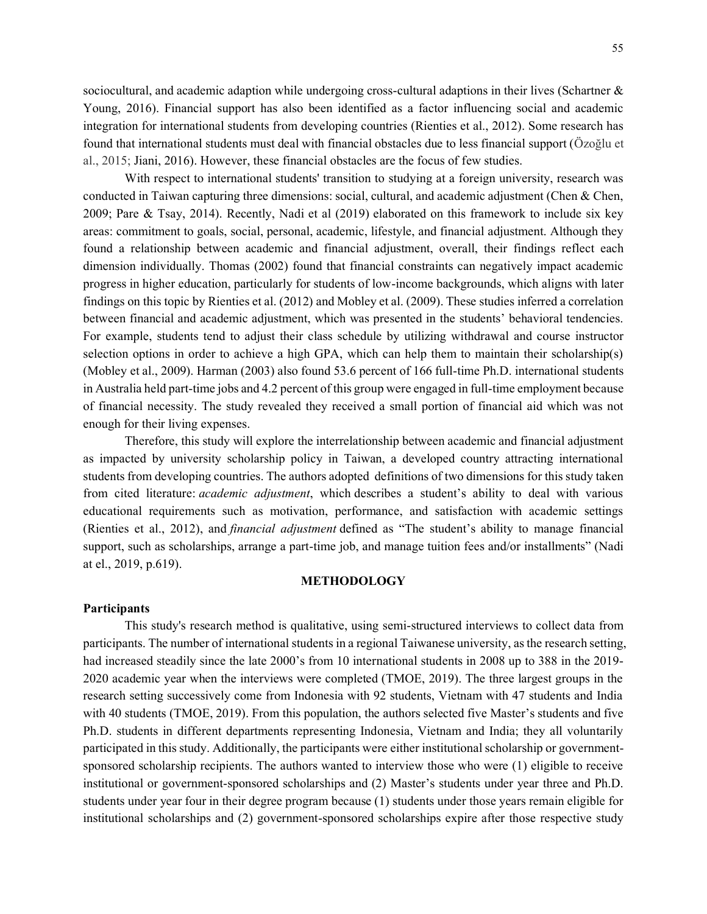sociocultural, and academic adaption while undergoing cross-cultural adaptions in their lives (Schartner & Young, 2016). Financial support has also been identified as a factor influencing social and academic integration for international students from developing countries (Rienties et al., 2012). Some research has found that international students must deal with financial obstacles due to less financial support (Özoğlu et al., 2015; Jiani, 2016). However, these financial obstacles are the focus of few studies.

With respect to international students' transition to studying at a foreign university, research was conducted in Taiwan capturing three dimensions: social, cultural, and academic adjustment (Chen & Chen, 2009; Pare & Tsay, 2014). Recently, Nadi et al (2019) elaborated on this framework to include six key areas: commitment to goals, social, personal, academic, lifestyle, and financial adjustment. Although they found a relationship between academic and financial adjustment, overall, their findings reflect each dimension individually. Thomas (2002) found that financial constraints can negatively impact academic progress in higher education, particularly for students of low-income backgrounds, which aligns with later findings on this topic by Rienties et al. (2012) and Mobley et al. (2009). These studies inferred a correlation between financial and academic adjustment, which was presented in the students' behavioral tendencies. For example, students tend to adjust their class schedule by utilizing withdrawal and course instructor selection options in order to achieve a high GPA, which can help them to maintain their scholarship(s) (Mobley et al., 2009). Harman (2003) also found 53.6 percent of 166 full-time Ph.D. international students in Australia held part-time jobs and 4.2 percent of this group were engaged in full-time employment because of financial necessity. The study revealed they received a small portion of financial aid which was not enough for their living expenses.

Therefore, this study will explore the interrelationship between academic and financial adjustment as impacted by university scholarship policy in Taiwan, a developed country attracting international students from developing countries. The authors adopted definitions of two dimensions for this study taken from cited literature: *academic adjustment*, which describes a student's ability to deal with various educational requirements such as motivation, performance, and satisfaction with academic settings (Rienties et al., 2012), and *financial adjustment* defined as "The student's ability to manage financial support, such as scholarships, arrange a part-time job, and manage tuition fees and/or installments" (Nadi at el., 2019, p.619).

## METHODOLOGY

### Participants

This study's research method is qualitative, using semi-structured interviews to collect data from participants. The number of international students in a regional Taiwanese university, as the research setting, had increased steadily since the late 2000's from 10 international students in 2008 up to 388 in the 2019-2020 academic year when the interviews were completed (TMOE, 2019). The three largest groups in the research setting successively come from Indonesia with 92 students, Vietnam with 47 students and India with 40 students (TMOE, 2019). From this population, the authors selected five Master's students and five Ph.D. students in different departments representing Indonesia, Vietnam and India; they all voluntarily participated in this study. Additionally, the participants were either institutional scholarship or government-sponsored scholarship recipients. The authors wanted to interview those who were (1) eligible to receive institutional or government-sponsored scholarships and (2) Master's students under year three and Ph.D. students under year four in their degree program because (1) students under those years remain eligible for institutional scholarships and (2) government-sponsored scholarships expire after those respective study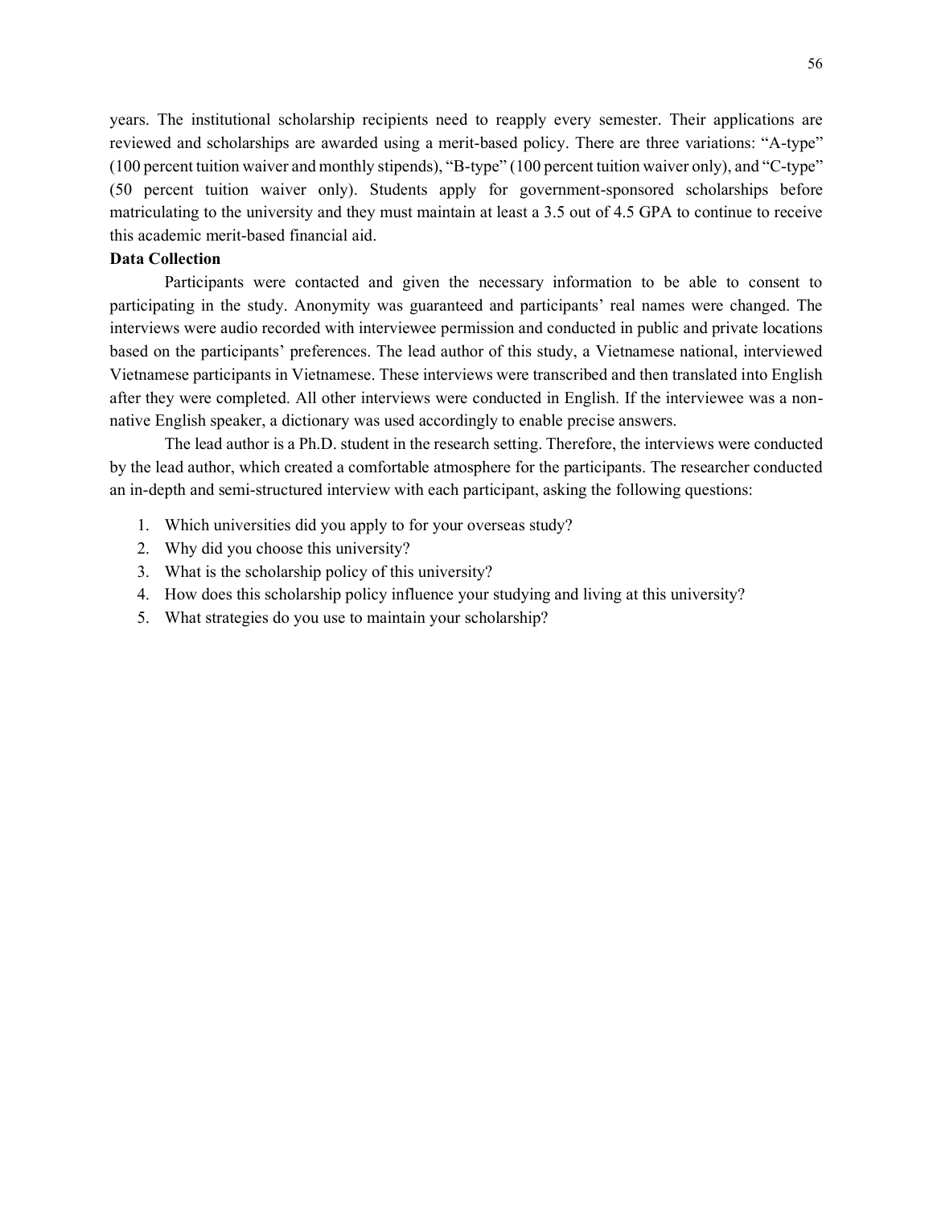years. The institutional scholarship recipients need to reapply every semester. Their applications are reviewed and scholarships are awarded using a merit-based policy. There are three variations: "A-type" (100 percent tuition waiver and monthly stipends), "B-type" (100 percent tuition waiver only), and "C-type" (50 percent tuition waiver only). Students apply for government-sponsored scholarships before matriculating to the university and they must maintain at least a 3.5 out of 4.5 GPA to continue to receive this academic merit-based financial aid.

**Data Collection**

Participants were contacted and given the necessary information to be able to consent to participating in the study. Anonymity was guaranteed and participants' real names were changed. The interviews were audio recorded with interviewee permission and conducted in public and private locations based on the participants' preferences. The lead author of this study, a Vietnamese national, interviewed Vietnamese participants in Vietnamese. These interviews were transcribed and then translated into English after they were completed. All other interviews were conducted in English. If the interviewee was a non-native English speaker, a dictionary was used accordingly to enable precise answers.

The lead author is a Ph.D. student in the research setting. Therefore, the interviews were conducted by the lead author, which created a comfortable atmosphere for the participants. The researcher conducted an in-depth and semi-structured interview with each participant, asking the following questions:

1. Which universities did you apply to for your overseas study?
2. Why did you choose this university?
3. What is the scholarship policy of this university?
4. How does this scholarship policy influence your studying and living at this university?
5. What strategies do you use to maintain your scholarship?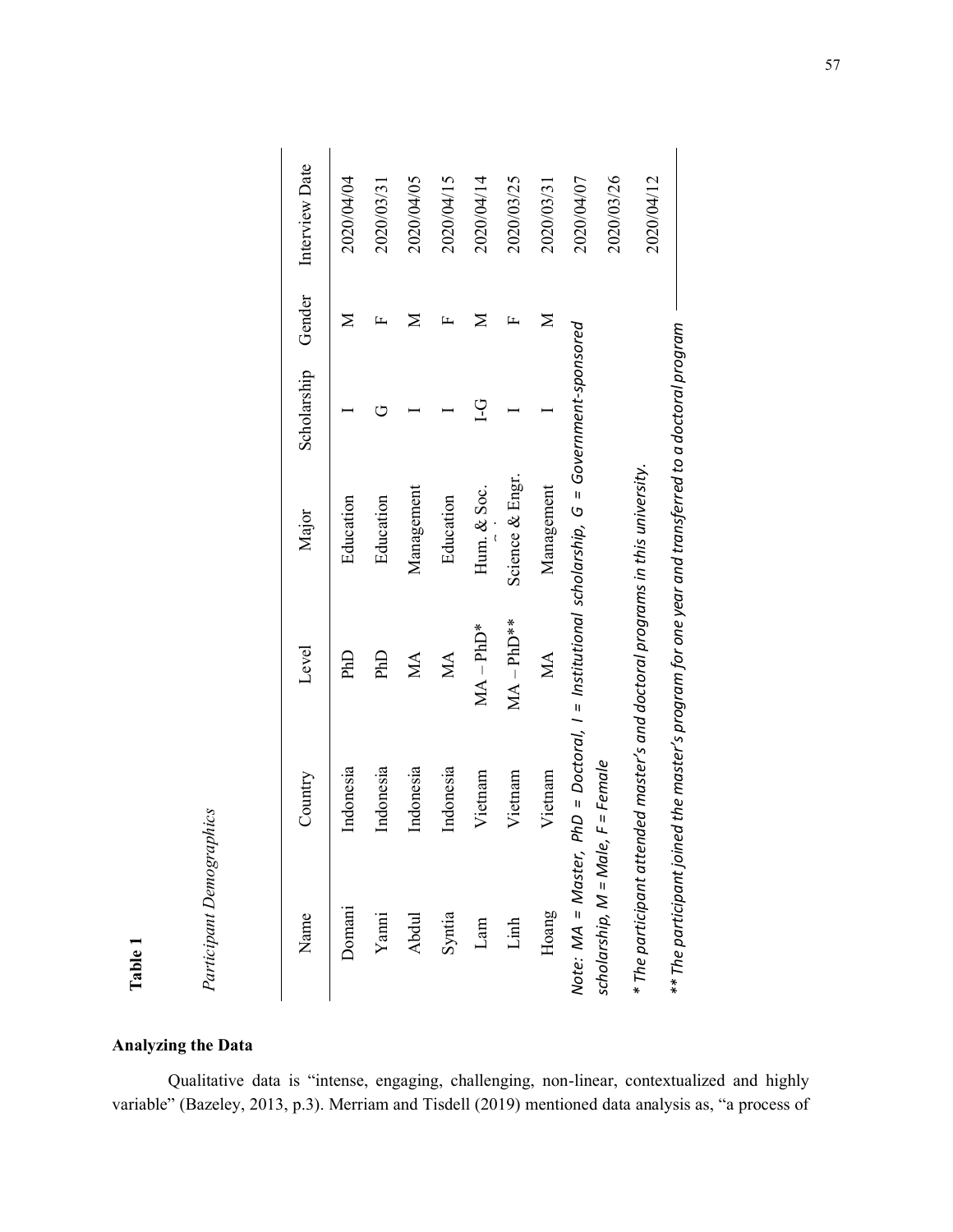**Table 1**

*Participant Demographics*

| Name | Country | Level | Major | Scholarship | Gender | Interview Date |
|---|---|---|---|---|---|---|
| Domani | Indonesia | PhD | Education | I | M | 2020/04/04 |
| Yanni | Indonesia | PhD | Education | G | F | 2020/03/31 |
| Abdul | Indonesia | MA | Management | I | M | 2020/04/05 |
| Syntia | Indonesia | MA | Education | I | F | 2020/04/15 |
| Lam | Vietnam | MA – PhD* | Hum. & Soc. | I-G | M | 2020/04/14 |
| Linh | Vietnam | MA – PhD** | Science & Engr. | I | F | 2020/03/25 |
| Hoang | Vietnam | MA | Management | I | M | 2020/03/31 |
| | | | | | | 2020/04/07 |
| | | | | | | 2020/03/26 |
| | | | | | | 2020/04/12 |

*Note: MA = Master, PhD = Doctoral, I = Institutional scholarship, G = Government-sponsored scholarship, M = Male, F = Female*

*\* The participant attended master's and doctoral programs in this university.*

*\*\* The participant joined the master's program for one year and transferred to a doctoral program*

**Analyzing the Data**

Qualitative data is "intense, engaging, challenging, non-linear, contextualized and highly variable" (Bazeley, 2013, p.3). Merriam and Tisdell (2019) mentioned data analysis as, "a process of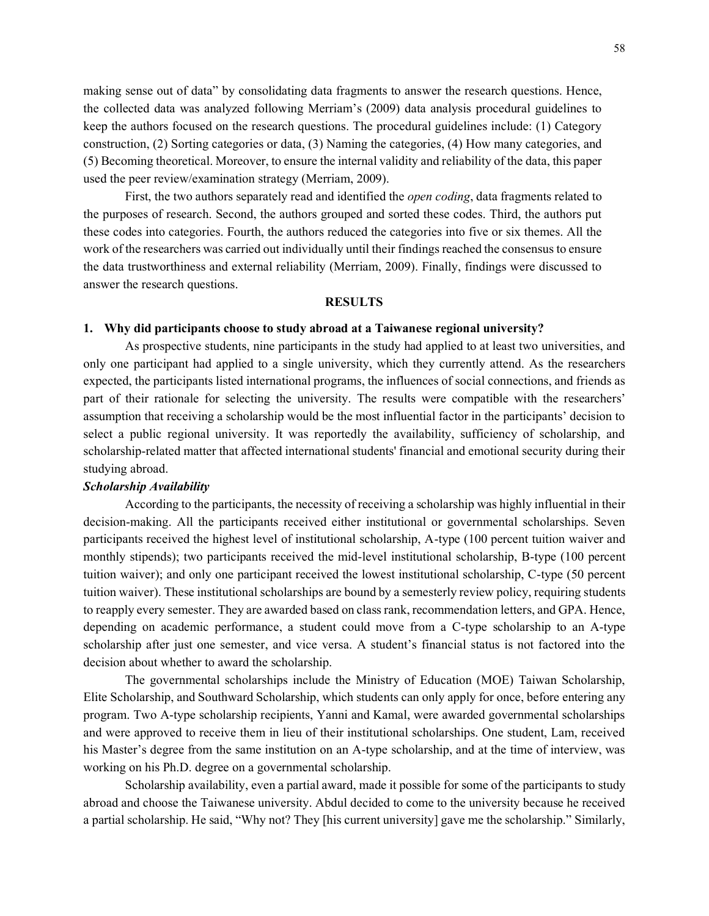making sense out of data" by consolidating data fragments to answer the research questions. Hence, the collected data was analyzed following Merriam's (2009) data analysis procedural guidelines to keep the authors focused on the research questions. The procedural guidelines include: (1) Category construction, (2) Sorting categories or data, (3) Naming the categories, (4) How many categories, and (5) Becoming theoretical. Moreover, to ensure the internal validity and reliability of the data, this paper used the peer review/examination strategy (Merriam, 2009).

First, the two authors separately read and identified the *open coding*, data fragments related to the purposes of research. Second, the authors grouped and sorted these codes. Third, the authors put these codes into categories. Fourth, the authors reduced the categories into five or six themes. All the work of the researchers was carried out individually until their findings reached the consensus to ensure the data trustworthiness and external reliability (Merriam, 2009). Finally, findings were discussed to answer the research questions.

## RESULTS

### 1. Why did participants choose to study abroad at a Taiwanese regional university?

As prospective students, nine participants in the study had applied to at least two universities, and only one participant had applied to a single university, which they currently attend. As the researchers expected, the participants listed international programs, the influences of social connections, and friends as part of their rationale for selecting the university. The results were compatible with the researchers' assumption that receiving a scholarship would be the most influential factor in the participants' decision to select a public regional university. It was reportedly the availability, sufficiency of scholarship, and scholarship-related matter that affected international students' financial and emotional security during their studying abroad.

#### *Scholarship Availability*

According to the participants, the necessity of receiving a scholarship was highly influential in their decision-making. All the participants received either institutional or governmental scholarships. Seven participants received the highest level of institutional scholarship, A-type (100 percent tuition waiver and monthly stipends); two participants received the mid-level institutional scholarship, B-type (100 percent tuition waiver); and only one participant received the lowest institutional scholarship, C-type (50 percent tuition waiver). These institutional scholarships are bound by a semesterly review policy, requiring students to reapply every semester. They are awarded based on class rank, recommendation letters, and GPA. Hence, depending on academic performance, a student could move from a C-type scholarship to an A-type scholarship after just one semester, and vice versa. A student's financial status is not factored into the decision about whether to award the scholarship.

The governmental scholarships include the Ministry of Education (MOE) Taiwan Scholarship, Elite Scholarship, and Southward Scholarship, which students can only apply for once, before entering any program. Two A-type scholarship recipients, Yanni and Kamal, were awarded governmental scholarships and were approved to receive them in lieu of their institutional scholarships. One student, Lam, received his Master's degree from the same institution on an A-type scholarship, and at the time of interview, was working on his Ph.D. degree on a governmental scholarship.

Scholarship availability, even a partial award, made it possible for some of the participants to study abroad and choose the Taiwanese university. Abdul decided to come to the university because he received a partial scholarship. He said, "Why not? They [his current university] gave me the scholarship." Similarly,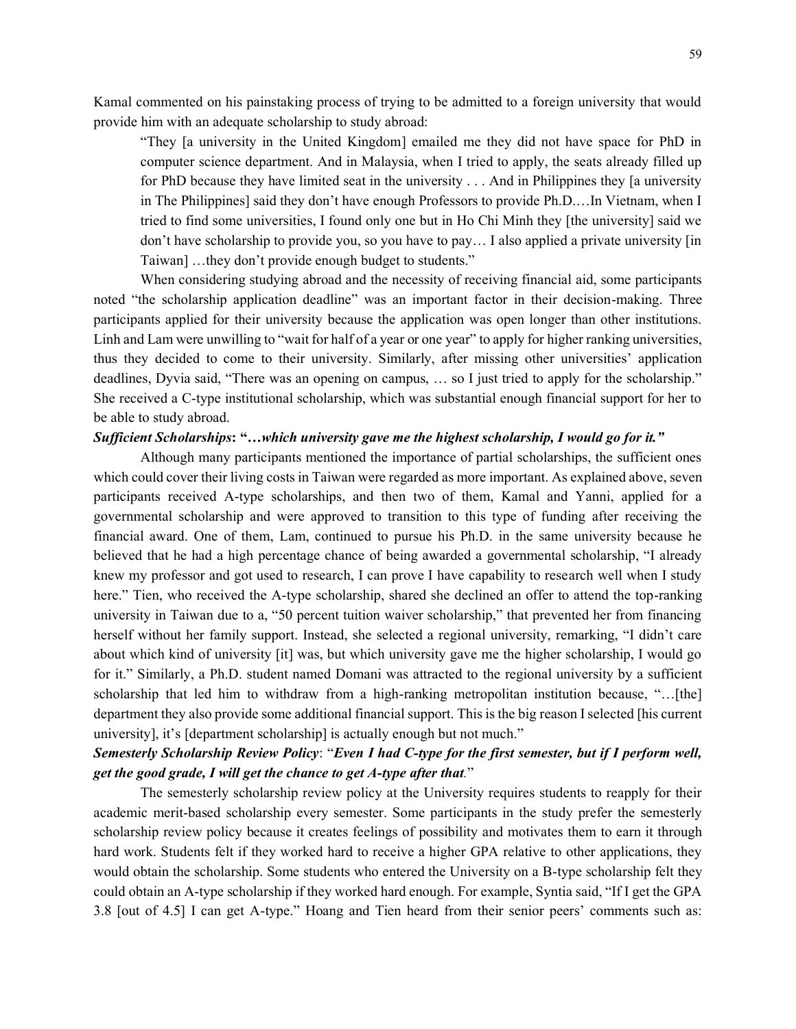Kamal commented on his painstaking process of trying to be admitted to a foreign university that would provide him with an adequate scholarship to study abroad:

> "They [a university in the United Kingdom] emailed me they did not have space for PhD in computer science department. And in Malaysia, when I tried to apply, the seats already filled up for PhD because they have limited seat in the university . . . And in Philippines they [a university in The Philippines] said they don't have enough Professors to provide Ph.D.…In Vietnam, when I tried to find some universities, I found only one but in Ho Chi Minh they [the university] said we don't have scholarship to provide you, so you have to pay… I also applied a private university [in Taiwan] …they don't provide enough budget to students."

When considering studying abroad and the necessity of receiving financial aid, some participants noted "the scholarship application deadline" was an important factor in their decision-making. Three participants applied for their university because the application was open longer than other institutions. Linh and Lam were unwilling to "wait for half of a year or one year" to apply for higher ranking universities, thus they decided to come to their university. Similarly, after missing other universities' application deadlines, Dyvia said, "There was an opening on campus, … so I just tried to apply for the scholarship." She received a C-type institutional scholarship, which was substantial enough financial support for her to be able to study abroad.

***Sufficient Scholarships*: "…*which university gave me the highest scholarship, I would go for it.*"**

Although many participants mentioned the importance of partial scholarships, the sufficient ones which could cover their living costs in Taiwan were regarded as more important. As explained above, seven participants received A-type scholarships, and then two of them, Kamal and Yanni, applied for a governmental scholarship and were approved to transition to this type of funding after receiving the financial award. One of them, Lam, continued to pursue his Ph.D. in the same university because he believed that he had a high percentage chance of being awarded a governmental scholarship, "I already knew my professor and got used to research, I can prove I have capability to research well when I study here." Tien, who received the A-type scholarship, shared she declined an offer to attend the top-ranking university in Taiwan due to a, "50 percent tuition waiver scholarship," that prevented her from financing herself without her family support. Instead, she selected a regional university, remarking, "I didn't care about which kind of university [it] was, but which university gave me the higher scholarship, I would go for it." Similarly, a Ph.D. student named Domani was attracted to the regional university by a sufficient scholarship that led him to withdraw from a high-ranking metropolitan institution because, "…[the] department they also provide some additional financial support. This is the big reason I selected [his current university], it's [department scholarship] is actually enough but not much."

***Semesterly Scholarship Review Policy*: "*Even I had C-type for the first semester, but if I perform well, get the good grade, I will get the chance to get A-type after that.*"**

The semesterly scholarship review policy at the University requires students to reapply for their academic merit-based scholarship every semester. Some participants in the study prefer the semesterly scholarship review policy because it creates feelings of possibility and motivates them to earn it through hard work. Students felt if they worked hard to receive a higher GPA relative to other applications, they would obtain the scholarship. Some students who entered the University on a B-type scholarship felt they could obtain an A-type scholarship if they worked hard enough. For example, Syntia said, "If I get the GPA 3.8 [out of 4.5] I can get A-type." Hoang and Tien heard from their senior peers' comments such as: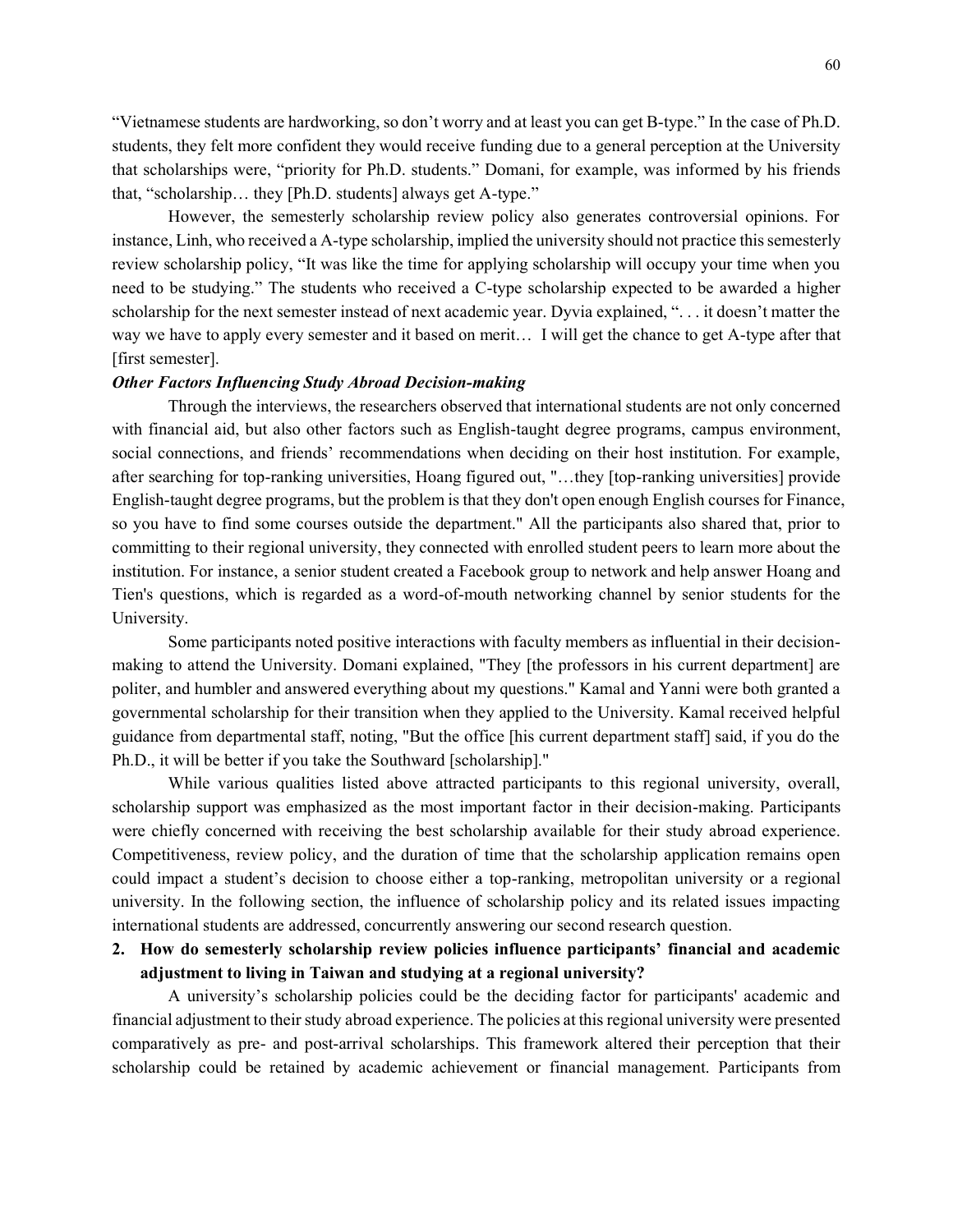"Vietnamese students are hardworking, so don't worry and at least you can get B-type." In the case of Ph.D. students, they felt more confident they would receive funding due to a general perception at the University that scholarships were, "priority for Ph.D. students." Domani, for example, was informed by his friends that, "scholarship… they [Ph.D. students] always get A-type."

However, the semesterly scholarship review policy also generates controversial opinions. For instance, Linh, who received a A-type scholarship, implied the university should not practice this semesterly review scholarship policy, "It was like the time for applying scholarship will occupy your time when you need to be studying." The students who received a C-type scholarship expected to be awarded a higher scholarship for the next semester instead of next academic year. Dyvia explained, ". . . it doesn't matter the way we have to apply every semester and it based on merit… I will get the chance to get A-type after that [first semester].

***Other Factors Influencing Study Abroad Decision-making***

Through the interviews, the researchers observed that international students are not only concerned with financial aid, but also other factors such as English-taught degree programs, campus environment, social connections, and friends' recommendations when deciding on their host institution. For example, after searching for top-ranking universities, Hoang figured out, "…they [top-ranking universities] provide English-taught degree programs, but the problem is that they don't open enough English courses for Finance, so you have to find some courses outside the department." All the participants also shared that, prior to committing to their regional university, they connected with enrolled student peers to learn more about the institution. For instance, a senior student created a Facebook group to network and help answer Hoang and Tien's questions, which is regarded as a word-of-mouth networking channel by senior students for the University.

Some participants noted positive interactions with faculty members as influential in their decision-making to attend the University. Domani explained, "They [the professors in his current department] are politer, and humbler and answered everything about my questions." Kamal and Yanni were both granted a governmental scholarship for their transition when they applied to the University. Kamal received helpful guidance from departmental staff, noting, "But the office [his current department staff] said, if you do the Ph.D., it will be better if you take the Southward [scholarship]."

While various qualities listed above attracted participants to this regional university, overall, scholarship support was emphasized as the most important factor in their decision-making. Participants were chiefly concerned with receiving the best scholarship available for their study abroad experience. Competitiveness, review policy, and the duration of time that the scholarship application remains open could impact a student's decision to choose either a top-ranking, metropolitan university or a regional university. In the following section, the influence of scholarship policy and its related issues impacting international students are addressed, concurrently answering our second research question.

2. **How do semesterly scholarship review policies influence participants' financial and academic adjustment to living in Taiwan and studying at a regional university?**

A university's scholarship policies could be the deciding factor for participants' academic and financial adjustment to their study abroad experience. The policies at this regional university were presented comparatively as pre- and post-arrival scholarships. This framework altered their perception that their scholarship could be retained by academic achievement or financial management. Participants from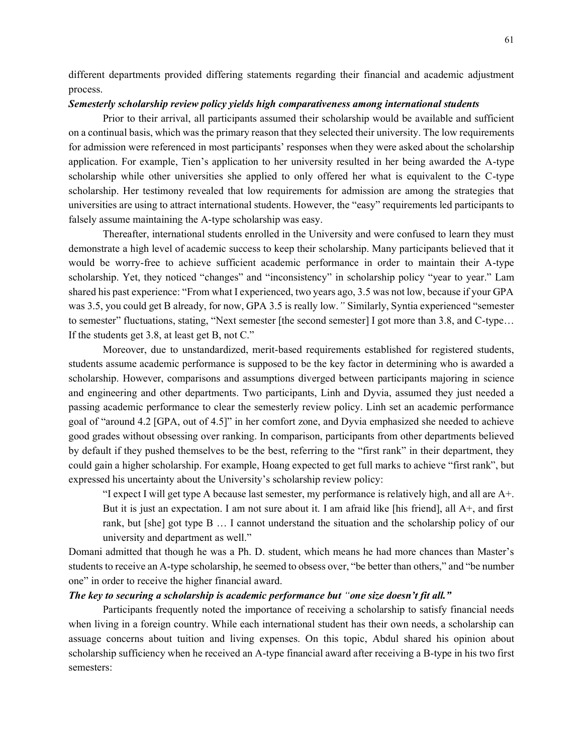different departments provided differing statements regarding their financial and academic adjustment process.

***Semesterly scholarship review policy yields high comparativeness among international students***

Prior to their arrival, all participants assumed their scholarship would be available and sufficient on a continual basis, which was the primary reason that they selected their university. The low requirements for admission were referenced in most participants' responses when they were asked about the scholarship application. For example, Tien's application to her university resulted in her being awarded the A-type scholarship while other universities she applied to only offered her what is equivalent to the C-type scholarship. Her testimony revealed that low requirements for admission are among the strategies that universities are using to attract international students. However, the "easy" requirements led participants to falsely assume maintaining the A-type scholarship was easy.

Thereafter, international students enrolled in the University and were confused to learn they must demonstrate a high level of academic success to keep their scholarship. Many participants believed that it would be worry-free to achieve sufficient academic performance in order to maintain their A-type scholarship. Yet, they noticed "changes" and "inconsistency" in scholarship policy "year to year." Lam shared his past experience: "From what I experienced, two years ago, 3.5 was not low, because if your GPA was 3.5, you could get B already, for now, GPA 3.5 is really low.*"* Similarly, Syntia experienced "semester to semester" fluctuations, stating, "Next semester [the second semester] I got more than 3.8, and C-type… If the students get 3.8, at least get B, not C."

Moreover, due to unstandardized, merit-based requirements established for registered students, students assume academic performance is supposed to be the key factor in determining who is awarded a scholarship. However, comparisons and assumptions diverged between participants majoring in science and engineering and other departments. Two participants, Linh and Dyvia, assumed they just needed a passing academic performance to clear the semesterly review policy. Linh set an academic performance goal of "around 4.2 [GPA, out of 4.5]" in her comfort zone, and Dyvia emphasized she needed to achieve good grades without obsessing over ranking. In comparison, participants from other departments believed by default if they pushed themselves to be the best, referring to the "first rank" in their department, they could gain a higher scholarship. For example, Hoang expected to get full marks to achieve "first rank", but expressed his uncertainty about the University's scholarship review policy:

> "I expect I will get type A because last semester, my performance is relatively high, and all are A+. But it is just an expectation. I am not sure about it. I am afraid like [his friend], all A+, and first rank, but [she] got type B … I cannot understand the situation and the scholarship policy of our university and department as well."

Domani admitted that though he was a Ph. D. student, which means he had more chances than Master's students to receive an A-type scholarship, he seemed to obsess over, "be better than others," and "be number one" in order to receive the higher financial award.

***The key to securing a scholarship is academic performance but "one size doesn't fit all."***

Participants frequently noted the importance of receiving a scholarship to satisfy financial needs when living in a foreign country. While each international student has their own needs, a scholarship can assuage concerns about tuition and living expenses. On this topic, Abdul shared his opinion about scholarship sufficiency when he received an A-type financial award after receiving a B-type in his two first semesters: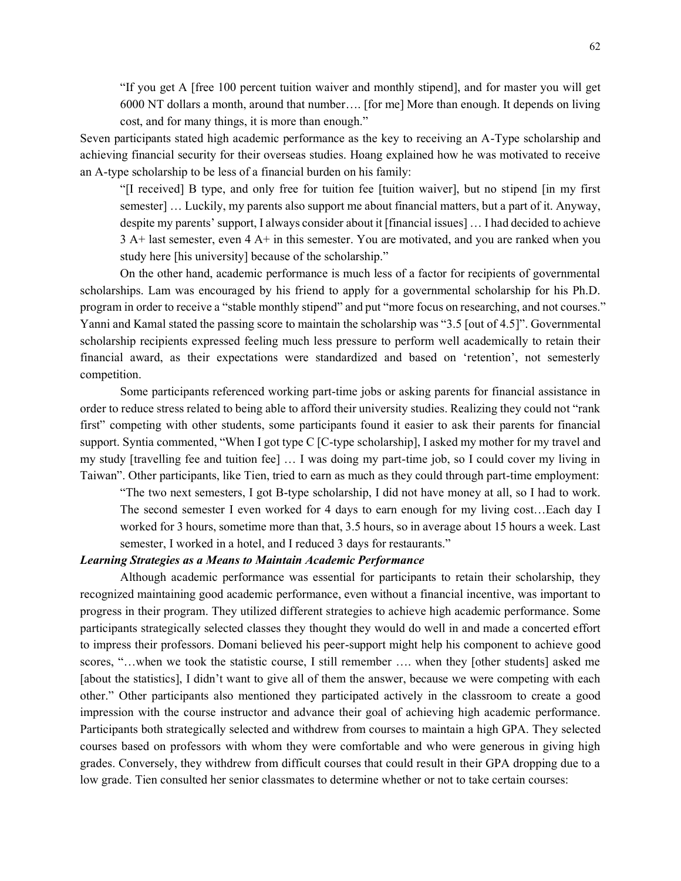> "If you get A [free 100 percent tuition waiver and monthly stipend], and for master you will get 6000 NT dollars a month, around that number…. [for me] More than enough. It depends on living cost, and for many things, it is more than enough."

Seven participants stated high academic performance as the key to receiving an A-Type scholarship and achieving financial security for their overseas studies. Hoang explained how he was motivated to receive an A-type scholarship to be less of a financial burden on his family:

> "[I received] B type, and only free for tuition fee [tuition waiver], but no stipend [in my first semester] … Luckily, my parents also support me about financial matters, but a part of it. Anyway, despite my parents' support, I always consider about it [financial issues] … I had decided to achieve 3 A+ last semester, even 4 A+ in this semester. You are motivated, and you are ranked when you study here [his university] because of the scholarship."

On the other hand, academic performance is much less of a factor for recipients of governmental scholarships. Lam was encouraged by his friend to apply for a governmental scholarship for his Ph.D. program in order to receive a "stable monthly stipend" and put "more focus on researching, and not courses." Yanni and Kamal stated the passing score to maintain the scholarship was "3.5 [out of 4.5]". Governmental scholarship recipients expressed feeling much less pressure to perform well academically to retain their financial award, as their expectations were standardized and based on 'retention', not semesterly competition.

Some participants referenced working part-time jobs or asking parents for financial assistance in order to reduce stress related to being able to afford their university studies. Realizing they could not "rank first" competing with other students, some participants found it easier to ask their parents for financial support. Syntia commented, "When I got type C [C-type scholarship], I asked my mother for my travel and my study [travelling fee and tuition fee] … I was doing my part-time job, so I could cover my living in Taiwan". Other participants, like Tien, tried to earn as much as they could through part-time employment:

> "The two next semesters, I got B-type scholarship, I did not have money at all, so I had to work. The second semester I even worked for 4 days to earn enough for my living cost…Each day I worked for 3 hours, sometime more than that, 3.5 hours, so in average about 15 hours a week. Last semester, I worked in a hotel, and I reduced 3 days for restaurants."

***Learning Strategies as a Means to Maintain Academic Performance***

Although academic performance was essential for participants to retain their scholarship, they recognized maintaining good academic performance, even without a financial incentive, was important to progress in their program. They utilized different strategies to achieve high academic performance. Some participants strategically selected classes they thought they would do well in and made a concerted effort to impress their professors. Domani believed his peer-support might help his component to achieve good scores, "…when we took the statistic course, I still remember …. when they [other students] asked me [about the statistics], I didn't want to give all of them the answer, because we were competing with each other." Other participants also mentioned they participated actively in the classroom to create a good impression with the course instructor and advance their goal of achieving high academic performance. Participants both strategically selected and withdrew from courses to maintain a high GPA. They selected courses based on professors with whom they were comfortable and who were generous in giving high grades. Conversely, they withdrew from difficult courses that could result in their GPA dropping due to a low grade. Tien consulted her senior classmates to determine whether or not to take certain courses: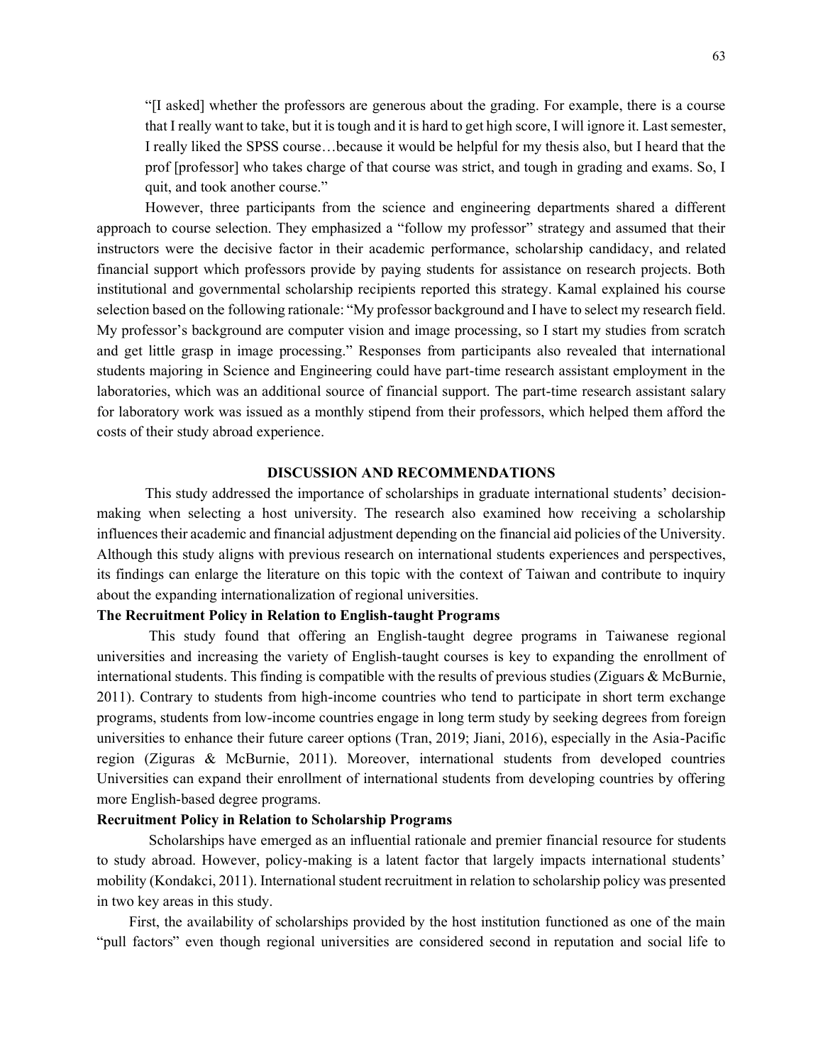> "[I asked] whether the professors are generous about the grading. For example, there is a course that I really want to take, but it is tough and it is hard to get high score, I will ignore it. Last semester, I really liked the SPSS course…because it would be helpful for my thesis also, but I heard that the prof [professor] who takes charge of that course was strict, and tough in grading and exams. So, I quit, and took another course."

However, three participants from the science and engineering departments shared a different approach to course selection. They emphasized a "follow my professor" strategy and assumed that their instructors were the decisive factor in their academic performance, scholarship candidacy, and related financial support which professors provide by paying students for assistance on research projects. Both institutional and governmental scholarship recipients reported this strategy. Kamal explained his course selection based on the following rationale: "My professor background and I have to select my research field. My professor's background are computer vision and image processing, so I start my studies from scratch and get little grasp in image processing." Responses from participants also revealed that international students majoring in Science and Engineering could have part-time research assistant employment in the laboratories, which was an additional source of financial support. The part-time research assistant salary for laboratory work was issued as a monthly stipend from their professors, which helped them afford the costs of their study abroad experience.

## DISCUSSION AND RECOMMENDATIONS

This study addressed the importance of scholarships in graduate international students' decision-making when selecting a host university. The research also examined how receiving a scholarship influences their academic and financial adjustment depending on the financial aid policies of the University. Although this study aligns with previous research on international students experiences and perspectives, its findings can enlarge the literature on this topic with the context of Taiwan and contribute to inquiry about the expanding internationalization of regional universities.

### The Recruitment Policy in Relation to English-taught Programs

This study found that offering an English-taught degree programs in Taiwanese regional universities and increasing the variety of English-taught courses is key to expanding the enrollment of international students. This finding is compatible with the results of previous studies (Ziguars & McBurnie, 2011). Contrary to students from high-income countries who tend to participate in short term exchange programs, students from low-income countries engage in long term study by seeking degrees from foreign universities to enhance their future career options (Tran, 2019; Jiani, 2016), especially in the Asia-Pacific region (Ziguras & McBurnie, 2011). Moreover, international students from developed countries Universities can expand their enrollment of international students from developing countries by offering more English-based degree programs.

### Recruitment Policy in Relation to Scholarship Programs

Scholarships have emerged as an influential rationale and premier financial resource for students to study abroad. However, policy-making is a latent factor that largely impacts international students' mobility (Kondakci, 2011). International student recruitment in relation to scholarship policy was presented in two key areas in this study.

First, the availability of scholarships provided by the host institution functioned as one of the main "pull factors" even though regional universities are considered second in reputation and social life to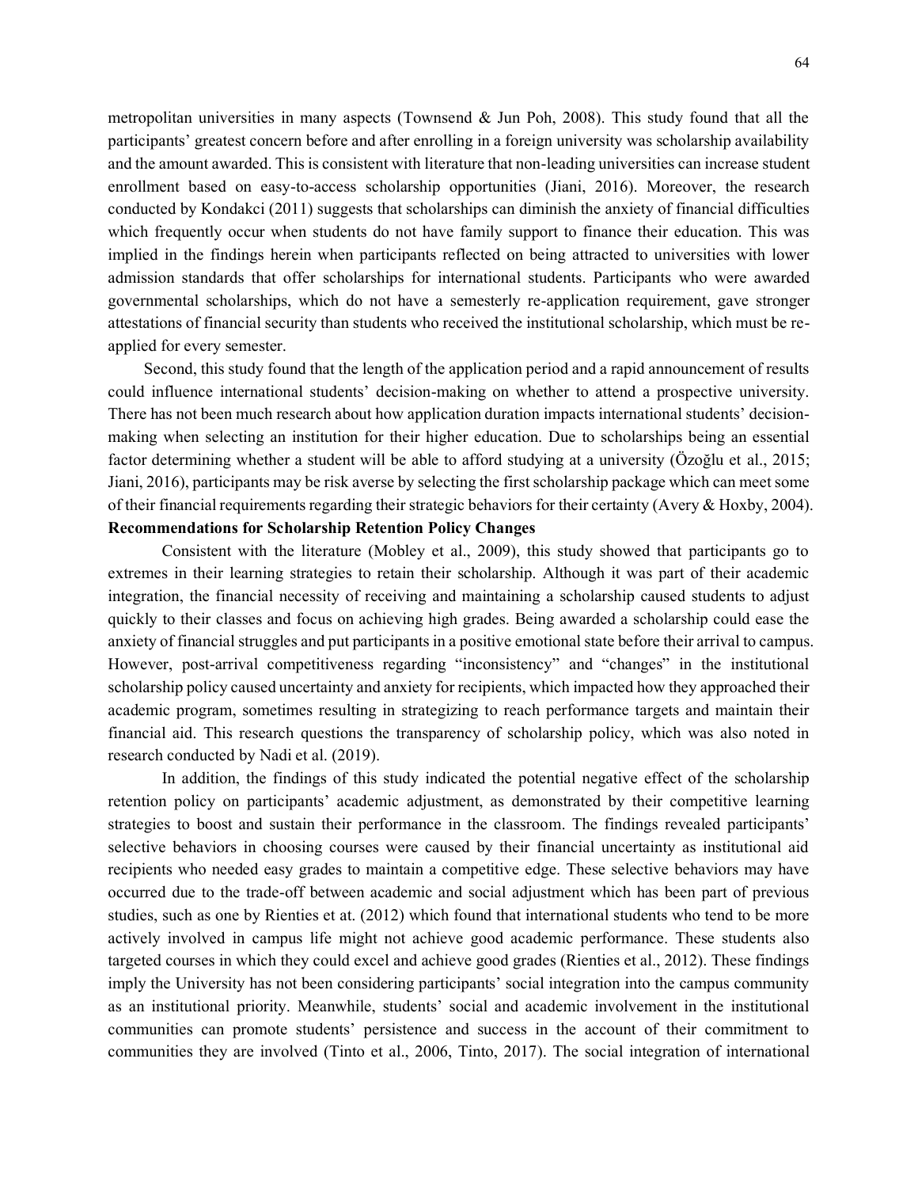metropolitan universities in many aspects (Townsend & Jun Poh, 2008). This study found that all the participants' greatest concern before and after enrolling in a foreign university was scholarship availability and the amount awarded. This is consistent with literature that non-leading universities can increase student enrollment based on easy-to-access scholarship opportunities (Jiani, 2016). Moreover, the research conducted by Kondakci (2011) suggests that scholarships can diminish the anxiety of financial difficulties which frequently occur when students do not have family support to finance their education. This was implied in the findings herein when participants reflected on being attracted to universities with lower admission standards that offer scholarships for international students. Participants who were awarded governmental scholarships, which do not have a semesterly re-application requirement, gave stronger attestations of financial security than students who received the institutional scholarship, which must be re-applied for every semester.

Second, this study found that the length of the application period and a rapid announcement of results could influence international students' decision-making on whether to attend a prospective university. There has not been much research about how application duration impacts international students' decision-making when selecting an institution for their higher education. Due to scholarships being an essential factor determining whether a student will be able to afford studying at a university (Özoğlu et al., 2015; Jiani, 2016), participants may be risk averse by selecting the first scholarship package which can meet some of their financial requirements regarding their strategic behaviors for their certainty (Avery & Hoxby, 2004).

**Recommendations for Scholarship Retention Policy Changes**

Consistent with the literature (Mobley et al., 2009), this study showed that participants go to extremes in their learning strategies to retain their scholarship. Although it was part of their academic integration, the financial necessity of receiving and maintaining a scholarship caused students to adjust quickly to their classes and focus on achieving high grades. Being awarded a scholarship could ease the anxiety of financial struggles and put participants in a positive emotional state before their arrival to campus. However, post-arrival competitiveness regarding "inconsistency" and "changes" in the institutional scholarship policy caused uncertainty and anxiety for recipients, which impacted how they approached their academic program, sometimes resulting in strategizing to reach performance targets and maintain their financial aid. This research questions the transparency of scholarship policy, which was also noted in research conducted by Nadi et al. (2019).

In addition, the findings of this study indicated the potential negative effect of the scholarship retention policy on participants' academic adjustment, as demonstrated by their competitive learning strategies to boost and sustain their performance in the classroom. The findings revealed participants' selective behaviors in choosing courses were caused by their financial uncertainty as institutional aid recipients who needed easy grades to maintain a competitive edge. These selective behaviors may have occurred due to the trade-off between academic and social adjustment which has been part of previous studies, such as one by Rienties et at. (2012) which found that international students who tend to be more actively involved in campus life might not achieve good academic performance. These students also targeted courses in which they could excel and achieve good grades (Rienties et al., 2012). These findings imply the University has not been considering participants' social integration into the campus community as an institutional priority. Meanwhile, students' social and academic involvement in the institutional communities can promote students' persistence and success in the account of their commitment to communities they are involved (Tinto et al., 2006, Tinto, 2017). The social integration of international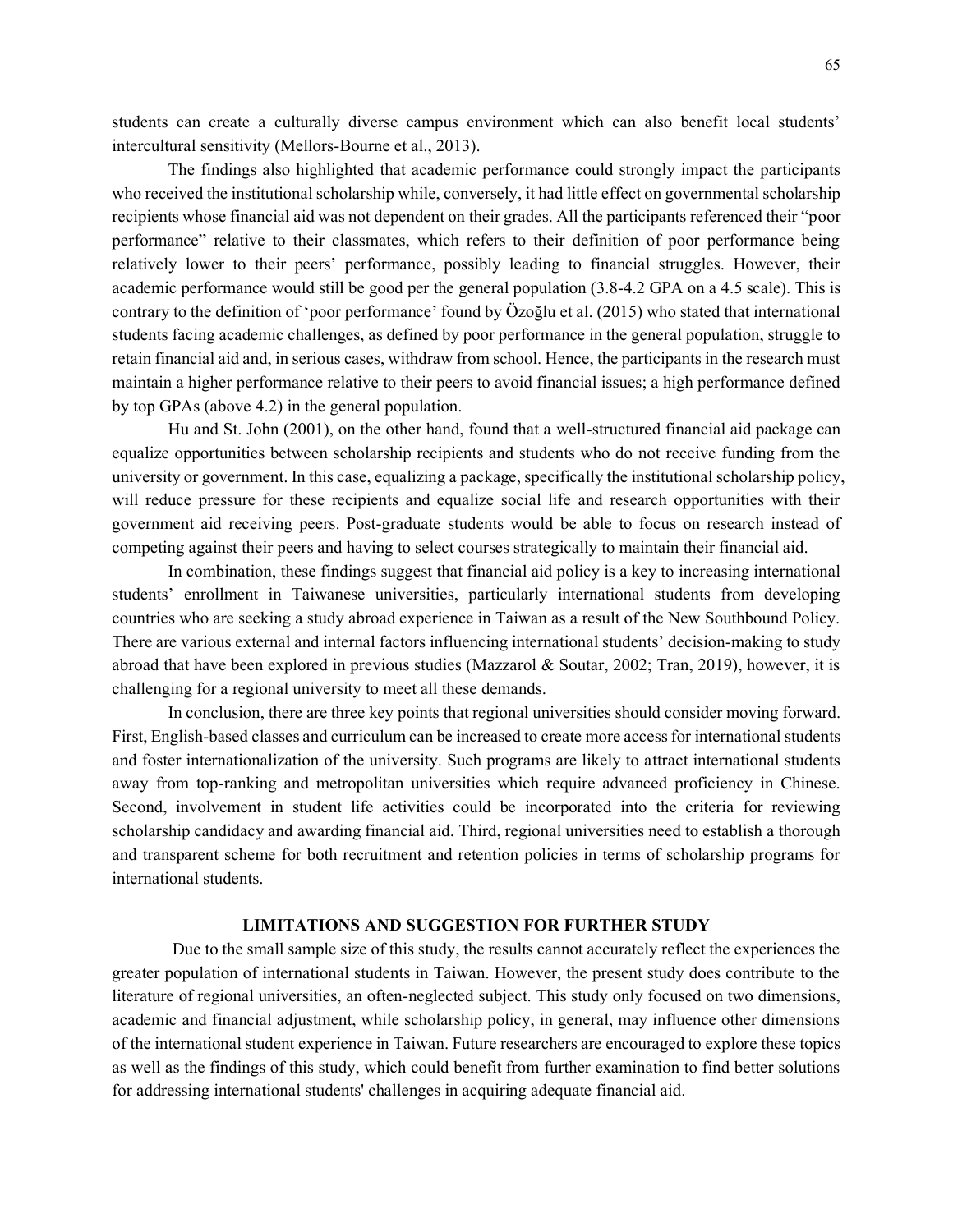students can create a culturally diverse campus environment which can also benefit local students' intercultural sensitivity (Mellors-Bourne et al., 2013).

The findings also highlighted that academic performance could strongly impact the participants who received the institutional scholarship while, conversely, it had little effect on governmental scholarship recipients whose financial aid was not dependent on their grades. All the participants referenced their "poor performance" relative to their classmates, which refers to their definition of poor performance being relatively lower to their peers' performance, possibly leading to financial struggles. However, their academic performance would still be good per the general population (3.8-4.2 GPA on a 4.5 scale). This is contrary to the definition of 'poor performance' found by Özoğlu et al. (2015) who stated that international students facing academic challenges, as defined by poor performance in the general population, struggle to retain financial aid and, in serious cases, withdraw from school. Hence, the participants in the research must maintain a higher performance relative to their peers to avoid financial issues; a high performance defined by top GPAs (above 4.2) in the general population.

Hu and St. John (2001), on the other hand, found that a well-structured financial aid package can equalize opportunities between scholarship recipients and students who do not receive funding from the university or government. In this case, equalizing a package, specifically the institutional scholarship policy, will reduce pressure for these recipients and equalize social life and research opportunities with their government aid receiving peers. Post-graduate students would be able to focus on research instead of competing against their peers and having to select courses strategically to maintain their financial aid.

In combination, these findings suggest that financial aid policy is a key to increasing international students' enrollment in Taiwanese universities, particularly international students from developing countries who are seeking a study abroad experience in Taiwan as a result of the New Southbound Policy. There are various external and internal factors influencing international students' decision-making to study abroad that have been explored in previous studies (Mazzarol & Soutar, 2002; Tran, 2019), however, it is challenging for a regional university to meet all these demands.

In conclusion, there are three key points that regional universities should consider moving forward. First, English-based classes and curriculum can be increased to create more access for international students and foster internationalization of the university. Such programs are likely to attract international students away from top-ranking and metropolitan universities which require advanced proficiency in Chinese. Second, involvement in student life activities could be incorporated into the criteria for reviewing scholarship candidacy and awarding financial aid. Third, regional universities need to establish a thorough and transparent scheme for both recruitment and retention policies in terms of scholarship programs for international students.

## LIMITATIONS AND SUGGESTION FOR FURTHER STUDY

Due to the small sample size of this study, the results cannot accurately reflect the experiences the greater population of international students in Taiwan. However, the present study does contribute to the literature of regional universities, an often-neglected subject. This study only focused on two dimensions, academic and financial adjustment, while scholarship policy, in general, may influence other dimensions of the international student experience in Taiwan. Future researchers are encouraged to explore these topics as well as the findings of this study, which could benefit from further examination to find better solutions for addressing international students' challenges in acquiring adequate financial aid.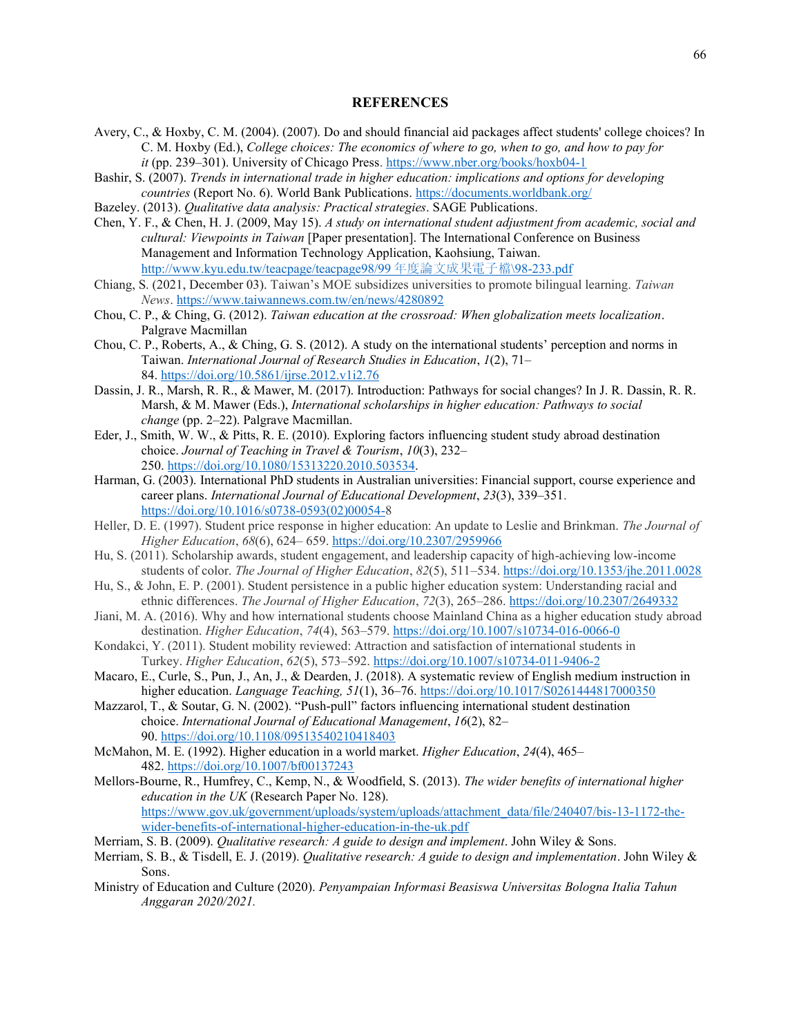# REFERENCES

Avery, C., & Hoxby, C. M. (2004). (2007). Do and should financial aid packages affect students' college choices? In C. M. Hoxby (Ed.), *College choices: The economics of where to go, when to go, and how to pay for it* (pp. 239–301). University of Chicago Press. https://www.nber.org/books/hoxb04-1

Bashir, S. (2007). *Trends in international trade in higher education: implications and options for developing countries* (Report No. 6). World Bank Publications. https://documents.worldbank.org/

Bazeley. (2013). *Qualitative data analysis: Practical strategies*. SAGE Publications.

Chen, Y. F., & Chen, H. J. (2009, May 15). *A study on international student adjustment from academic, social and cultural: Viewpoints in Taiwan* [Paper presentation]. The International Conference on Business Management and Information Technology Application, Kaohsiung, Taiwan. http://www.kyu.edu.tw/teacpage/teacpage98/99 年度論文成果電子檔\98-233.pdf

Chiang, S. (2021, December 03). Taiwan's MOE subsidizes universities to promote bilingual learning. *Taiwan News*. https://www.taiwannews.com.tw/en/news/4280892

Chou, C. P., & Ching, G. (2012). *Taiwan education at the crossroad: When globalization meets localization*. Palgrave Macmillan

Chou, C. P., Roberts, A., & Ching, G. S. (2012). A study on the international students' perception and norms in Taiwan. *International Journal of Research Studies in Education*, *1*(2), 71–84. https://doi.org/10.5861/ijrse.2012.v1i2.76

Dassin, J. R., Marsh, R. R., & Mawer, M. (2017). Introduction: Pathways for social changes? In J. R. Dassin, R. R. Marsh, & M. Mawer (Eds.), *International scholarships in higher education: Pathways to social change* (pp. 2–22). Palgrave Macmillan.

Eder, J., Smith, W. W., & Pitts, R. E. (2010). Exploring factors influencing student study abroad destination choice. *Journal of Teaching in Travel & Tourism*, *10*(3), 232–250. https://doi.org/10.1080/15313220.2010.503534.

Harman, G. (2003). International PhD students in Australian universities: Financial support, course experience and career plans. *International Journal of Educational Development*, *23*(3), 339–351. https://doi.org/10.1016/s0738-0593(02)00054-8

Heller, D. E. (1997). Student price response in higher education: An update to Leslie and Brinkman. *The Journal of Higher Education*, *68*(6), 624– 659. https://doi.org/10.2307/2959966

Hu, S. (2011). Scholarship awards, student engagement, and leadership capacity of high-achieving low-income students of color. *The Journal of Higher Education*, *82*(5), 511–534. https://doi.org/10.1353/jhe.2011.0028

Hu, S., & John, E. P. (2001). Student persistence in a public higher education system: Understanding racial and ethnic differences. *The Journal of Higher Education*, *72*(3), 265–286. https://doi.org/10.2307/2649332

Jiani, M. A. (2016). Why and how international students choose Mainland China as a higher education study abroad destination. *Higher Education*, *74*(4), 563–579. https://doi.org/10.1007/s10734-016-0066-0

Kondakci, Y. (2011). Student mobility reviewed: Attraction and satisfaction of international students in Turkey. *Higher Education*, *62*(5), 573–592. https://doi.org/10.1007/s10734-011-9406-2

Macaro, E., Curle, S., Pun, J., An, J., & Dearden, J. (2018). A systematic review of English medium instruction in higher education. *Language Teaching, 51*(1), 36–76. https://doi.org/10.1017/S0261444817000350

Mazzarol, T., & Soutar, G. N. (2002). "Push-pull" factors influencing international student destination choice. *International Journal of Educational Management*, *16*(2), 82–90. https://doi.org/10.1108/09513540210418403

McMahon, M. E. (1992). Higher education in a world market. *Higher Education*, *24*(4), 465–482. https://doi.org/10.1007/bf00137243

Mellors-Bourne, R., Humfrey, C., Kemp, N., & Woodfield, S. (2013). *The wider benefits of international higher education in the UK* (Research Paper No. 128). https://www.gov.uk/government/uploads/system/uploads/attachment_data/file/240407/bis-13-1172-the-wider-benefits-of-international-higher-education-in-the-uk.pdf

Merriam, S. B. (2009). *Qualitative research: A guide to design and implement*. John Wiley & Sons.

Merriam, S. B., & Tisdell, E. J. (2019). *Qualitative research: A guide to design and implementation*. John Wiley & Sons.

Ministry of Education and Culture (2020). *Penyampaian Informasi Beasiswa Universitas Bologna Italia Tahun Anggaran 2020/2021.*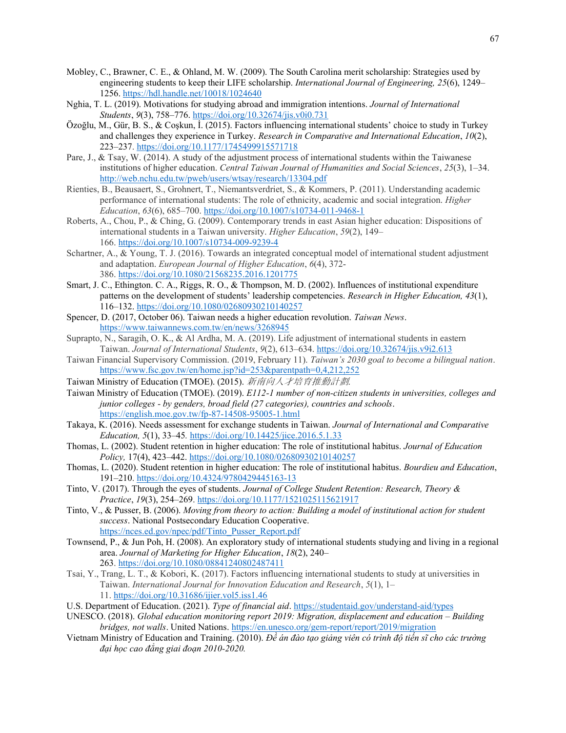Mobley, C., Brawner, C. E., & Ohland, M. W. (2009). The South Carolina merit scholarship: Strategies used by engineering students to keep their LIFE scholarship. *International Journal of Engineering, 25*(6), 1249–1256. https://hdl.handle.net/10018/1024640

Nghia, T. L. (2019). Motivations for studying abroad and immigration intentions. *Journal of International Students*, *9*(3), 758–776. https://doi.org/10.32674/jis.v0i0.731

Özoğlu, M., Gür, B. S., & Coşkun, İ. (2015). Factors influencing international students' choice to study in Turkey and challenges they experience in Turkey. *Research in Comparative and International Education*, *10*(2), 223–237. https://doi.org/10.1177/1745499915571718

Pare, J., & Tsay, W. (2014). A study of the adjustment process of international students within the Taiwanese institutions of higher education. *Central Taiwan Journal of Humanities and Social Sciences*, *25*(3), 1–34. http://web.nchu.edu.tw/pweb/users/wtsay/research/13304.pdf

Rienties, B., Beausaert, S., Grohnert, T., Niemantsverdriet, S., & Kommers, P. (2011). Understanding academic performance of international students: The role of ethnicity, academic and social integration. *Higher Education*, *63*(6), 685–700. https://doi.org/10.1007/s10734-011-9468-1

Roberts, A., Chou, P., & Ching, G. (2009). Contemporary trends in east Asian higher education: Dispositions of international students in a Taiwan university. *Higher Education*, *59*(2), 149–166. https://doi.org/10.1007/s10734-009-9239-4

Schartner, A., & Young, T. J. (2016). Towards an integrated conceptual model of international student adjustment and adaptation. *European Journal of Higher Education*, *6*(4), 372-386. https://doi.org/10.1080/21568235.2016.1201775

Smart, J. C., Ethington. C. A., Riggs, R. O., & Thompson, M. D. (2002). Influences of institutional expenditure patterns on the development of students' leadership competencies. *Research in Higher Education, 43*(1), 116–132. https://doi.org/10.1080/02680930210140257

Spencer, D. (2017, October 06). Taiwan needs a higher education revolution. *Taiwan News*. https://www.taiwannews.com.tw/en/news/3268945

Suprapto, N., Saragih, O. K., & Al Ardha, M. A. (2019). Life adjustment of international students in eastern Taiwan. *Journal of International Students*, *9*(2), 613–634. https://doi.org/10.32674/jis.v9i2.613

Taiwan Financial Supervisory Commission. (2019, February 11). *Taiwan's 2030 goal to become a bilingual nation*. https://www.fsc.gov.tw/en/home.jsp?id=253&parentpath=0,4,212,252

Taiwan Ministry of Education (TMOE). (2015). *新南向人才培育推動計劃.*

Taiwan Ministry of Education (TMOE). (2019). *E112-1 number of non-citizen students in universities, colleges and junior colleges - by genders, broad field (27 categories), countries and schools*. https://english.moe.gov.tw/fp-87-14508-95005-1.html

Takaya, K. (2016). Needs assessment for exchange students in Taiwan. *Journal of International and Comparative Education, 5*(1), 33–45. https://doi.org/10.14425/jice.2016.5.1.33

Thomas, L. (2002). Student retention in higher education: The role of institutional habitus. *Journal of Education Policy,* 17(4), 423–442. https://doi.org/10.1080/02680930210140257

Thomas, L. (2020). Student retention in higher education: The role of institutional habitus. *Bourdieu and Education*, 191–210. https://doi.org/10.4324/9780429445163-13

Tinto, V. (2017). Through the eyes of students. *Journal of College Student Retention: Research, Theory & Practice*, *19*(3), 254–269. https://doi.org/10.1177/1521025115621917

Tinto, V., & Pusser, B. (2006). *Moving from theory to action: Building a model of institutional action for student success*. National Postsecondary Education Cooperative. https://nces.ed.gov/npec/pdf/Tinto_Pusser_Report.pdf

Townsend, P., & Jun Poh, H. (2008). An exploratory study of international students studying and living in a regional area. *Journal of Marketing for Higher Education*, *18*(2), 240–263. https://doi.org/10.1080/08841240802487411

Tsai, Y., Trang, L. T., & Kobori, K. (2017). Factors influencing international students to study at universities in Taiwan. *International Journal for Innovation Education and Research*, *5*(1), 1–11. https://doi.org/10.31686/ijier.vol5.iss1.46

U.S. Department of Education. (2021). *Type of financial aid*. https://studentaid.gov/understand-aid/types

UNESCO. (2018). *Global education monitoring report 2019: Migration, displacement and education – Building bridges, not walls*. United Nations. https://en.unesco.org/gem-report/report/2019/migration

Vietnam Ministry of Education and Training. (2010). *Để án đào tạo giảng viên có trình độ tiến sĩ cho các trường đại học cao đẳng giai đoạn 2010-2020.*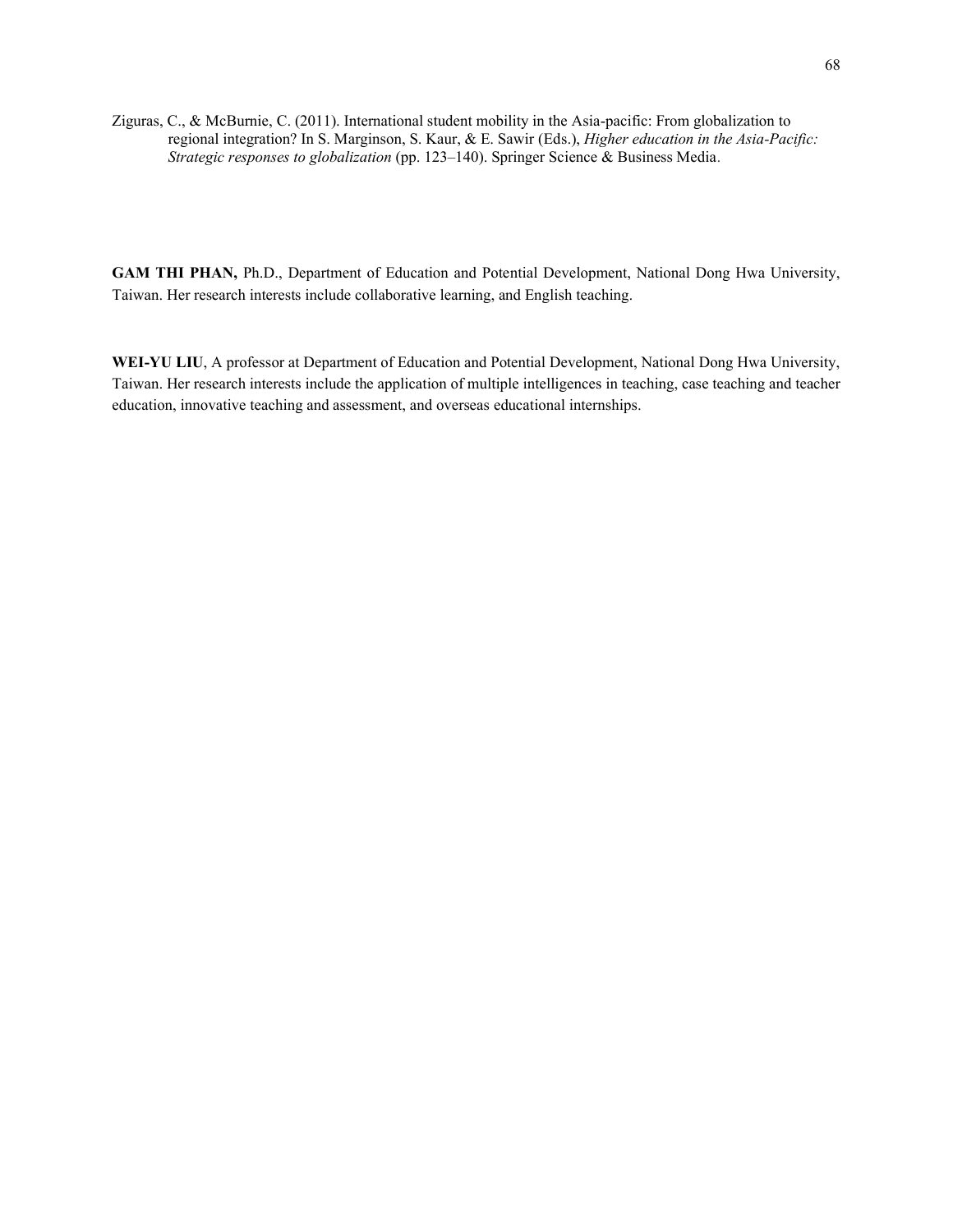Ziguras, C., & McBurnie, C. (2011). International student mobility in the Asia-pacific: From globalization to regional integration? In S. Marginson, S. Kaur, & E. Sawir (Eds.), *Higher education in the Asia-Pacific: Strategic responses to globalization* (pp. 123–140). Springer Science & Business Media.

**GAM THI PHAN,** Ph.D., Department of Education and Potential Development, National Dong Hwa University, Taiwan. Her research interests include collaborative learning, and English teaching.

**WEI-YU LIU**, A professor at Department of Education and Potential Development, National Dong Hwa University, Taiwan. Her research interests include the application of multiple intelligences in teaching, case teaching and teacher education, innovative teaching and assessment, and overseas educational internships.